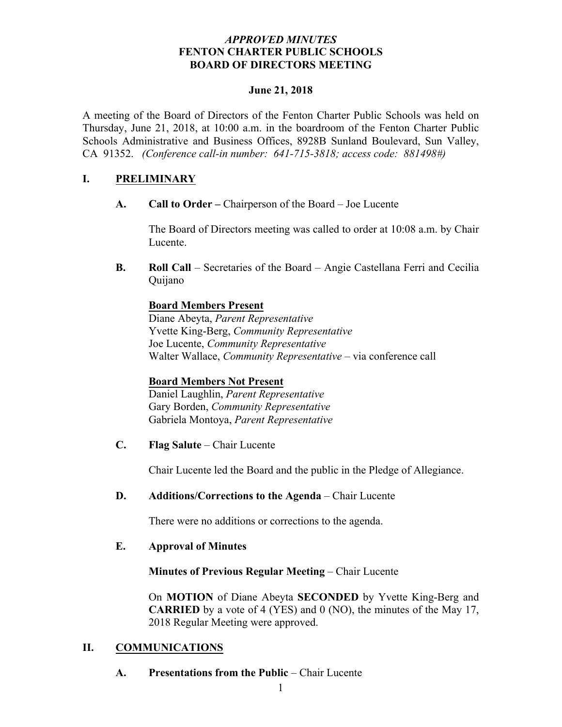***APPROVED MINUTES***
**FENTON CHARTER PUBLIC SCHOOLS**
**BOARD OF DIRECTORS MEETING**

**June 21, 2018**

A meeting of the Board of Directors of the Fenton Charter Public Schools was held on Thursday, June 21, 2018, at 10:00 a.m. in the boardroom of the Fenton Charter Public Schools Administrative and Business Offices, 8928B Sunland Boulevard, Sun Valley, CA 91352. *(Conference call-in number: 641-715-3818; access code: 881498#)*

## I. PRELIMINARY

**A. Call to Order –** Chairperson of the Board – Joe Lucente

The Board of Directors meeting was called to order at 10:08 a.m. by Chair Lucente.

**B. Roll Call** – Secretaries of the Board – Angie Castellana Ferri and Cecilia Quijano

**Board Members Present**
Diane Abeyta, *Parent Representative*
Yvette King-Berg, *Community Representative*
Joe Lucente, *Community Representative*
Walter Wallace, *Community Representative* – via conference call

**Board Members Not Present**
Daniel Laughlin, *Parent Representative*
Gary Borden, *Community Representative*
Gabriela Montoya, *Parent Representative*

**C. Flag Salute** – Chair Lucente

Chair Lucente led the Board and the public in the Pledge of Allegiance.

**D. Additions/Corrections to the Agenda** – Chair Lucente

There were no additions or corrections to the agenda.

**E. Approval of Minutes**

**Minutes of Previous Regular Meeting** – Chair Lucente

On **MOTION** of Diane Abeyta **SECONDED** by Yvette King-Berg and **CARRIED** by a vote of 4 (YES) and 0 (NO), the minutes of the May 17, 2018 Regular Meeting were approved.

## II. COMMUNICATIONS

**A. Presentations from the Public** – Chair Lucente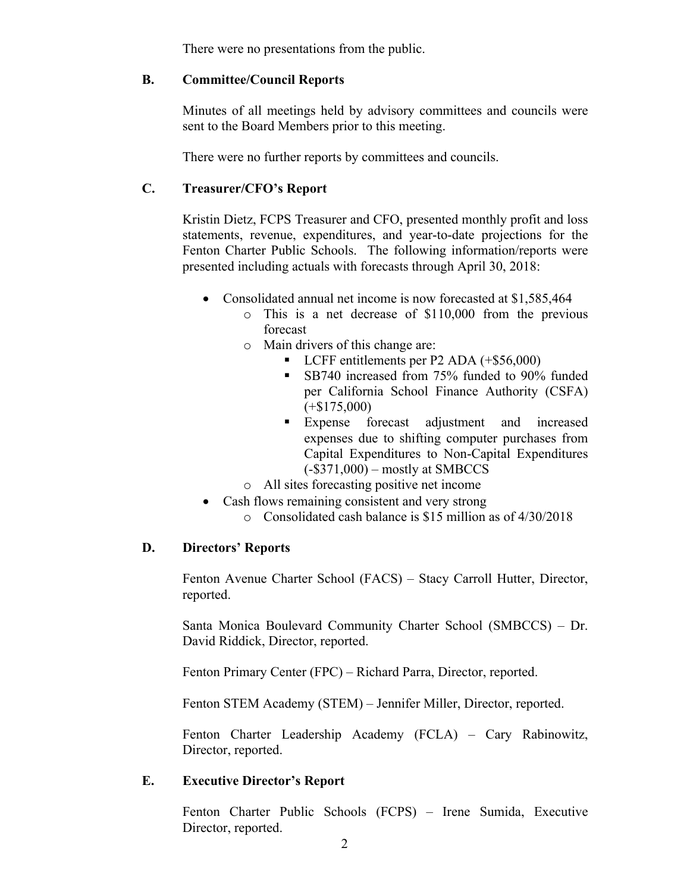There were no presentations from the public.

### B. Committee/Council Reports

Minutes of all meetings held by advisory committees and councils were sent to the Board Members prior to this meeting.

There were no further reports by committees and councils.

### C. Treasurer/CFO's Report

Kristin Dietz, FCPS Treasurer and CFO, presented monthly profit and loss statements, revenue, expenditures, and year-to-date projections for the Fenton Charter Public Schools. The following information/reports were presented including actuals with forecasts through April 30, 2018:

- Consolidated annual net income is now forecasted at $1,585,464
  - This is a net decrease of $110,000 from the previous forecast
  - Main drivers of this change are:
    - LCFF entitlements per P2 ADA (+$56,000)
    - SB740 increased from 75% funded to 90% funded per California School Finance Authority (CSFA) (+$175,000)
    - Expense forecast adjustment and increased expenses due to shifting computer purchases from Capital Expenditures to Non-Capital Expenditures (-$371,000) – mostly at SMBCCS
  - All sites forecasting positive net income
- Cash flows remaining consistent and very strong
  - Consolidated cash balance is $15 million as of 4/30/2018

### D. Directors' Reports

Fenton Avenue Charter School (FACS) – Stacy Carroll Hutter, Director, reported.

Santa Monica Boulevard Community Charter School (SMBCCS) – Dr. David Riddick, Director, reported.

Fenton Primary Center (FPC) – Richard Parra, Director, reported.

Fenton STEM Academy (STEM) – Jennifer Miller, Director, reported.

Fenton Charter Leadership Academy (FCLA) – Cary Rabinowitz, Director, reported.

### E. Executive Director's Report

Fenton Charter Public Schools (FCPS) – Irene Sumida, Executive Director, reported.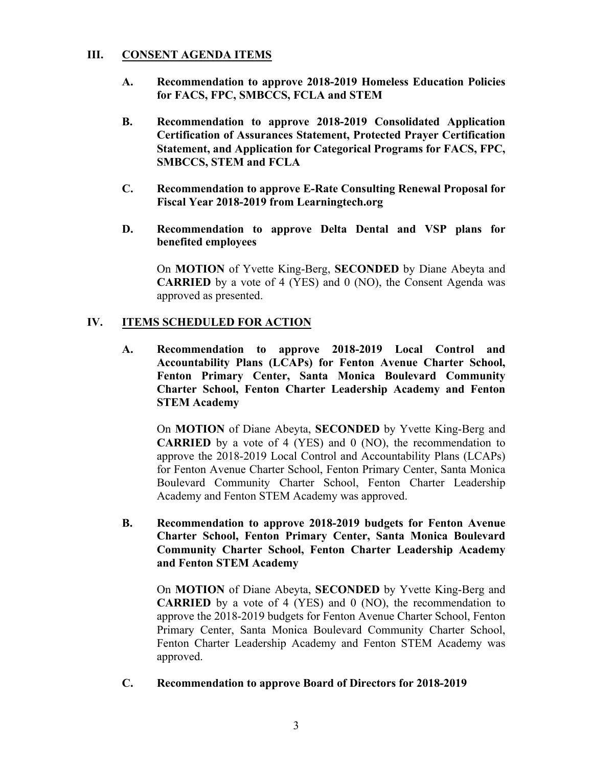## III. CONSENT AGENDA ITEMS

**A. Recommendation to approve 2018-2019 Homeless Education Policies for FACS, FPC, SMBCCS, FCLA and STEM**

**B. Recommendation to approve 2018-2019 Consolidated Application Certification of Assurances Statement, Protected Prayer Certification Statement, and Application for Categorical Programs for FACS, FPC, SMBCCS, STEM and FCLA**

**C. Recommendation to approve E-Rate Consulting Renewal Proposal for Fiscal Year 2018-2019 from Learningtech.org**

**D. Recommendation to approve Delta Dental and VSP plans for benefited employees**

On **MOTION** of Yvette King-Berg, **SECONDED** by Diane Abeyta and **CARRIED** by a vote of 4 (YES) and 0 (NO), the Consent Agenda was approved as presented.

## IV. ITEMS SCHEDULED FOR ACTION

**A. Recommendation to approve 2018-2019 Local Control and Accountability Plans (LCAPs) for Fenton Avenue Charter School, Fenton Primary Center, Santa Monica Boulevard Community Charter School, Fenton Charter Leadership Academy and Fenton STEM Academy**

On **MOTION** of Diane Abeyta, **SECONDED** by Yvette King-Berg and **CARRIED** by a vote of 4 (YES) and 0 (NO), the recommendation to approve the 2018-2019 Local Control and Accountability Plans (LCAPs) for Fenton Avenue Charter School, Fenton Primary Center, Santa Monica Boulevard Community Charter School, Fenton Charter Leadership Academy and Fenton STEM Academy was approved.

**B. Recommendation to approve 2018-2019 budgets for Fenton Avenue Charter School, Fenton Primary Center, Santa Monica Boulevard Community Charter School, Fenton Charter Leadership Academy and Fenton STEM Academy**

On **MOTION** of Diane Abeyta, **SECONDED** by Yvette King-Berg and **CARRIED** by a vote of 4 (YES) and 0 (NO), the recommendation to approve the 2018-2019 budgets for Fenton Avenue Charter School, Fenton Primary Center, Santa Monica Boulevard Community Charter School, Fenton Charter Leadership Academy and Fenton STEM Academy was approved.

**C. Recommendation to approve Board of Directors for 2018-2019**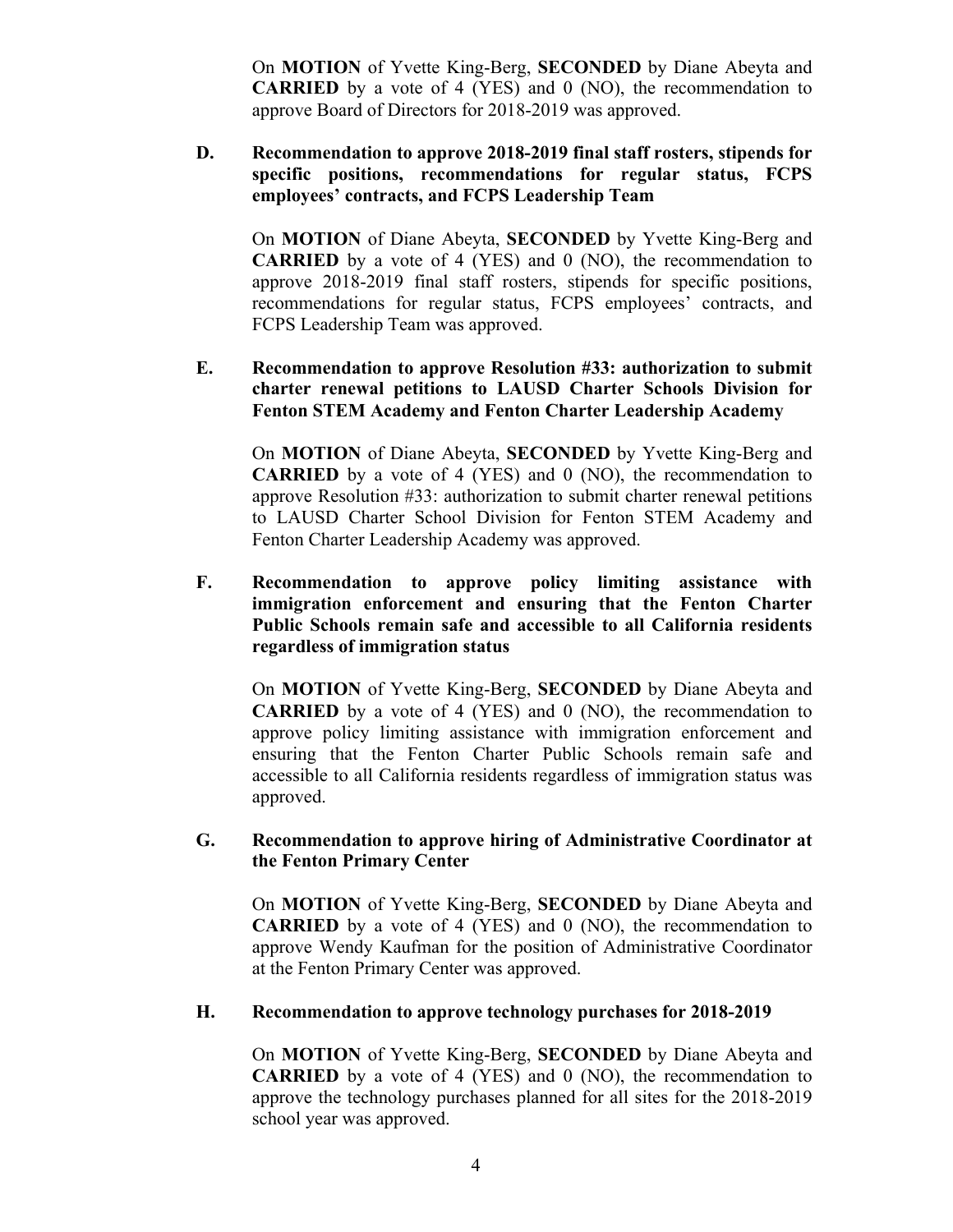On **MOTION** of Yvette King-Berg, **SECONDED** by Diane Abeyta and **CARRIED** by a vote of 4 (YES) and 0 (NO), the recommendation to approve Board of Directors for 2018-2019 was approved.

**D. Recommendation to approve 2018-2019 final staff rosters, stipends for specific positions, recommendations for regular status, FCPS employees' contracts, and FCPS Leadership Team**

On **MOTION** of Diane Abeyta, **SECONDED** by Yvette King-Berg and **CARRIED** by a vote of 4 (YES) and 0 (NO), the recommendation to approve 2018-2019 final staff rosters, stipends for specific positions, recommendations for regular status, FCPS employees' contracts, and FCPS Leadership Team was approved.

**E. Recommendation to approve Resolution #33: authorization to submit charter renewal petitions to LAUSD Charter Schools Division for Fenton STEM Academy and Fenton Charter Leadership Academy**

On **MOTION** of Diane Abeyta, **SECONDED** by Yvette King-Berg and **CARRIED** by a vote of 4 (YES) and 0 (NO), the recommendation to approve Resolution #33: authorization to submit charter renewal petitions to LAUSD Charter School Division for Fenton STEM Academy and Fenton Charter Leadership Academy was approved.

**F. Recommendation to approve policy limiting assistance with immigration enforcement and ensuring that the Fenton Charter Public Schools remain safe and accessible to all California residents regardless of immigration status**

On **MOTION** of Yvette King-Berg, **SECONDED** by Diane Abeyta and **CARRIED** by a vote of 4 (YES) and 0 (NO), the recommendation to approve policy limiting assistance with immigration enforcement and ensuring that the Fenton Charter Public Schools remain safe and accessible to all California residents regardless of immigration status was approved.

**G. Recommendation to approve hiring of Administrative Coordinator at the Fenton Primary Center**

On **MOTION** of Yvette King-Berg, **SECONDED** by Diane Abeyta and **CARRIED** by a vote of 4 (YES) and 0 (NO), the recommendation to approve Wendy Kaufman for the position of Administrative Coordinator at the Fenton Primary Center was approved.

**H. Recommendation to approve technology purchases for 2018-2019**

On **MOTION** of Yvette King-Berg, **SECONDED** by Diane Abeyta and **CARRIED** by a vote of 4 (YES) and 0 (NO), the recommendation to approve the technology purchases planned for all sites for the 2018-2019 school year was approved.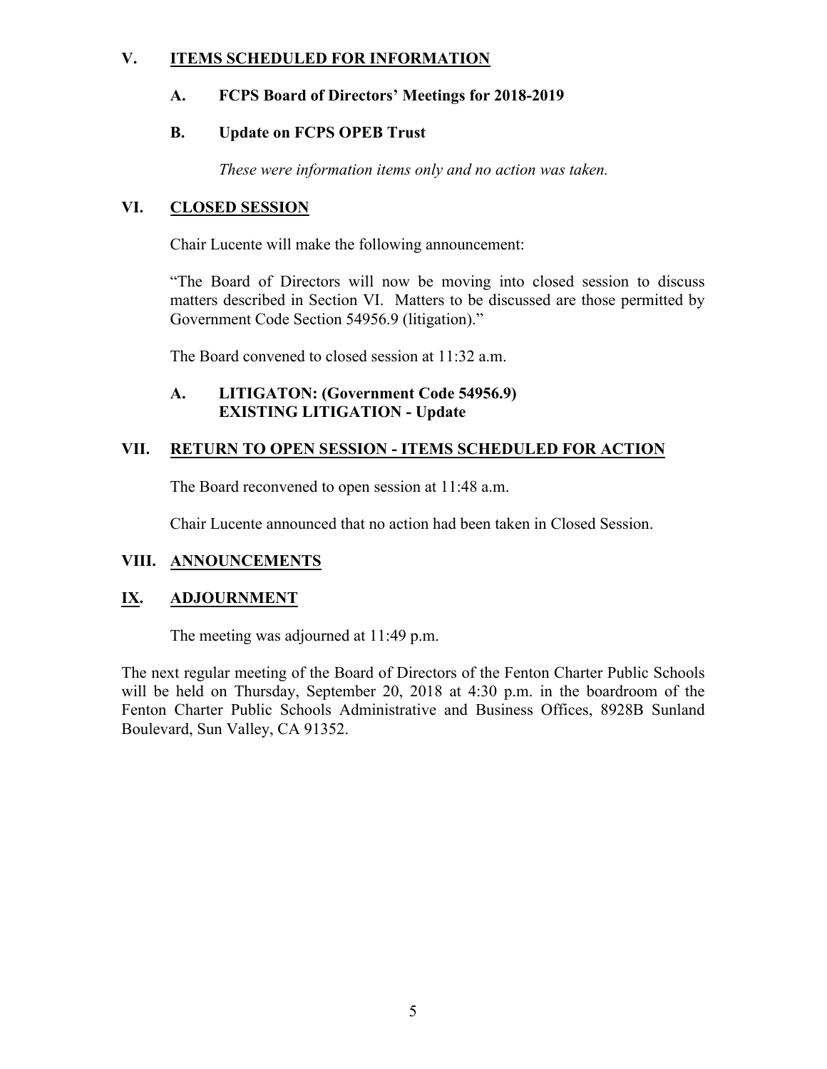## V. ITEMS SCHEDULED FOR INFORMATION

### A. FCPS Board of Directors' Meetings for 2018-2019

### B. Update on FCPS OPEB Trust

*These were information items only and no action was taken.*

## VI. CLOSED SESSION

Chair Lucente will make the following announcement:

"The Board of Directors will now be moving into closed session to discuss matters described in Section VI. Matters to be discussed are those permitted by Government Code Section 54956.9 (litigation)."

The Board convened to closed session at 11:32 a.m.

### A. LITIGATON: (Government Code 54956.9) EXISTING LITIGATION - Update

## VII. RETURN TO OPEN SESSION - ITEMS SCHEDULED FOR ACTION

The Board reconvened to open session at 11:48 a.m.

Chair Lucente announced that no action had been taken in Closed Session.

## VIII. ANNOUNCEMENTS

## IX. ADJOURNMENT

The meeting was adjourned at 11:49 p.m.

The next regular meeting of the Board of Directors of the Fenton Charter Public Schools will be held on Thursday, September 20, 2018 at 4:30 p.m. in the boardroom of the Fenton Charter Public Schools Administrative and Business Offices, 8928B Sunland Boulevard, Sun Valley, CA 91352.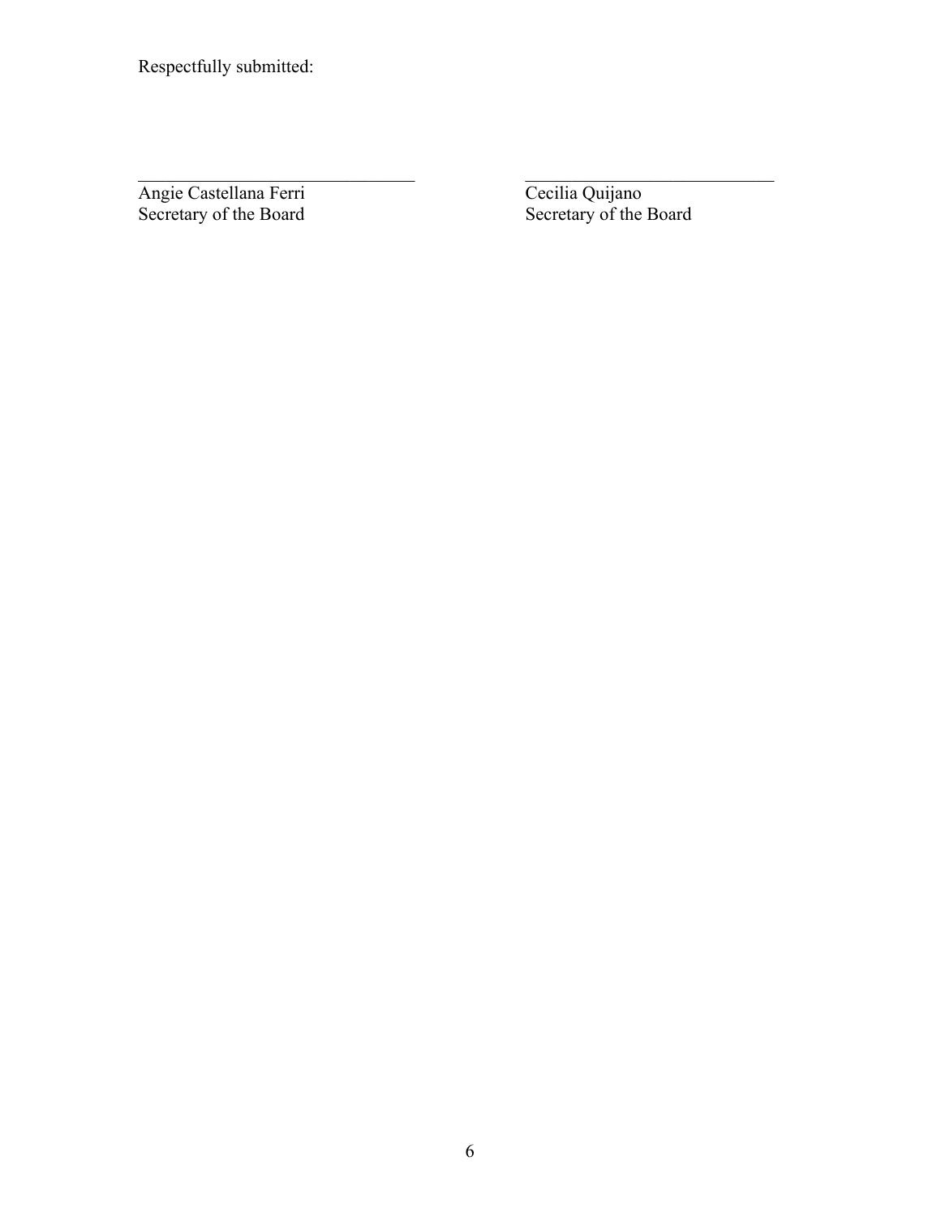Respectfully submitted:

\_\_\_\_\_\_\_\_\_\_\_\_\_\_\_\_\_\_\_\_\_\_\_\_\_\_\_\_\_\_
Angie Castellana Ferri
Secretary of the Board

\_\_\_\_\_\_\_\_\_\_\_\_\_\_\_\_\_\_\_\_\_\_\_\_\_\_\_\_\_\_
Cecilia Quijano
Secretary of the Board